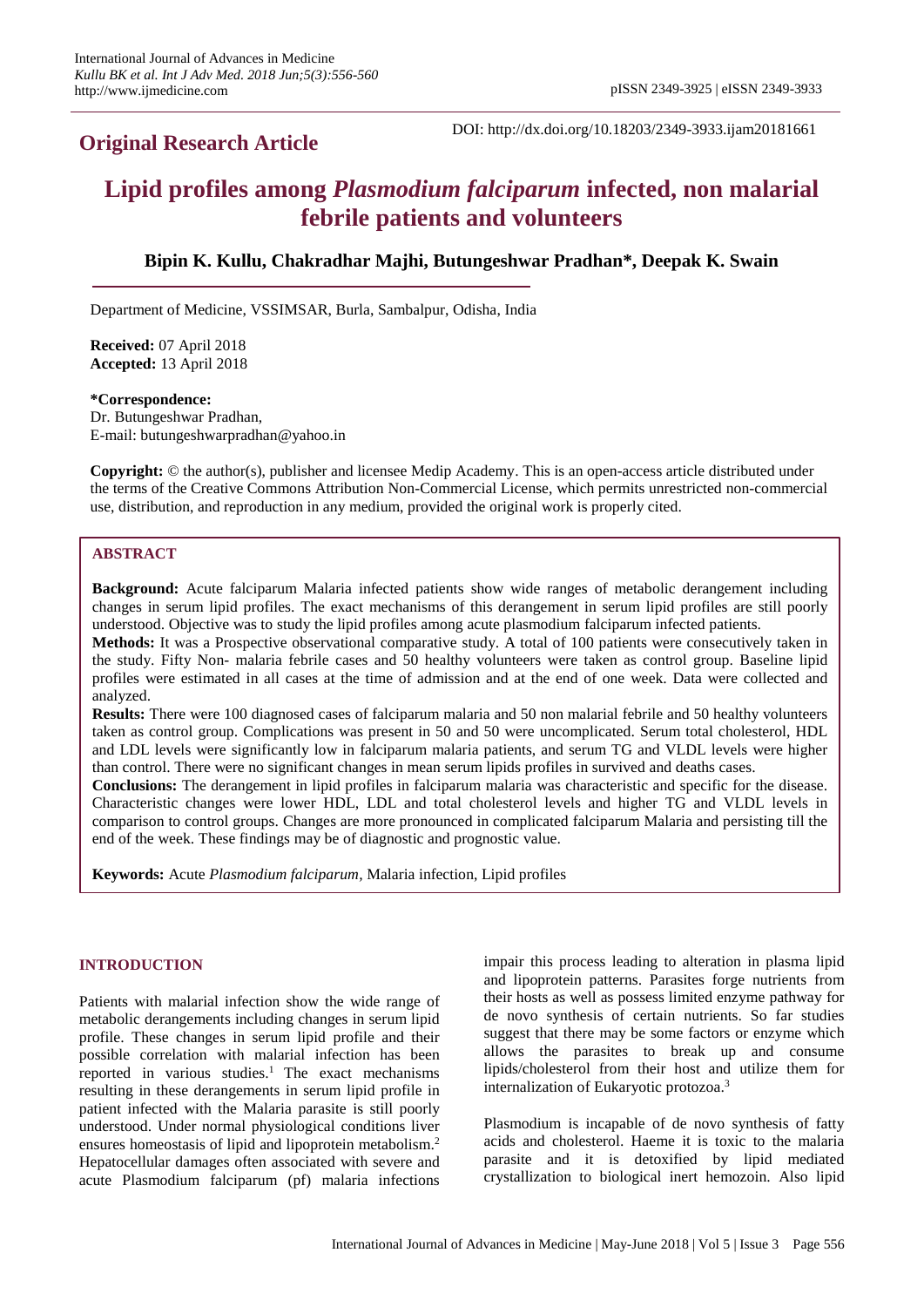## Original Research Article

DOI: http://dx.doi.org/10.18203/2349-3933.ijam20181661

# Lipid profiles among *Plasmodium falciparum* infected, non malarial febrile patients and volunteers

**Bipin K. Kullu, Chakradhar Majhi, Butungeshwar Pradhan\*, Deepak K. Swain**

Department of Medicine, VSSIMSAR, Burla, Sambalpur, Odisha, India

**Received:** 07 April 2018
**Accepted:** 13 April 2018

**\*Correspondence:**
Dr. Butungeshwar Pradhan,
E-mail: butungeshwarpradhan@yahoo.in

**Copyright:** © the author(s), publisher and licensee Medip Academy. This is an open-access article distributed under the terms of the Creative Commons Attribution Non-Commercial License, which permits unrestricted non-commercial use, distribution, and reproduction in any medium, provided the original work is properly cited.

## ABSTRACT

**Background:** Acute falciparum Malaria infected patients show wide ranges of metabolic derangement including changes in serum lipid profiles. The exact mechanisms of this derangement in serum lipid profiles are still poorly understood. Objective was to study the lipid profiles among acute plasmodium falciparum infected patients.

**Methods:** It was a Prospective observational comparative study. A total of 100 patients were consecutively taken in the study. Fifty Non- malaria febrile cases and 50 healthy volunteers were taken as control group. Baseline lipid profiles were estimated in all cases at the time of admission and at the end of one week. Data were collected and analyzed.

**Results:** There were 100 diagnosed cases of falciparum malaria and 50 non malarial febrile and 50 healthy volunteers taken as control group. Complications was present in 50 and 50 were uncomplicated. Serum total cholesterol, HDL and LDL levels were significantly low in falciparum malaria patients, and serum TG and VLDL levels were higher than control. There were no significant changes in mean serum lipids profiles in survived and deaths cases.

**Conclusions:** The derangement in lipid profiles in falciparum malaria was characteristic and specific for the disease. Characteristic changes were lower HDL, LDL and total cholesterol levels and higher TG and VLDL levels in comparison to control groups. Changes are more pronounced in complicated falciparum Malaria and persisting till the end of the week. These findings may be of diagnostic and prognostic value.

**Keywords:** Acute *Plasmodium falciparum*, Malaria infection, Lipid profiles

## INTRODUCTION

Patients with malarial infection show the wide range of metabolic derangements including changes in serum lipid profile. These changes in serum lipid profile and their possible correlation with malarial infection has been reported in various studies.[1] The exact mechanisms resulting in these derangements in serum lipid profile in patient infected with the Malaria parasite is still poorly understood. Under normal physiological conditions liver ensures homeostasis of lipid and lipoprotein metabolism.[2] Hepatocellular damages often associated with severe and acute Plasmodium falciparum (pf) malaria infections impair this process leading to alteration in plasma lipid and lipoprotein patterns. Parasites forge nutrients from their hosts as well as possess limited enzyme pathway for de novo synthesis of certain nutrients. So far studies suggest that there may be some factors or enzyme which allows the parasites to break up and consume lipids/cholesterol from their host and utilize them for internalization of Eukaryotic protozoa.[3]

Plasmodium is incapable of de novo synthesis of fatty acids and cholesterol. Haeme it is toxic to the malaria parasite and it is detoxified by lipid mediated crystallization to biological inert hemozoin. Also lipid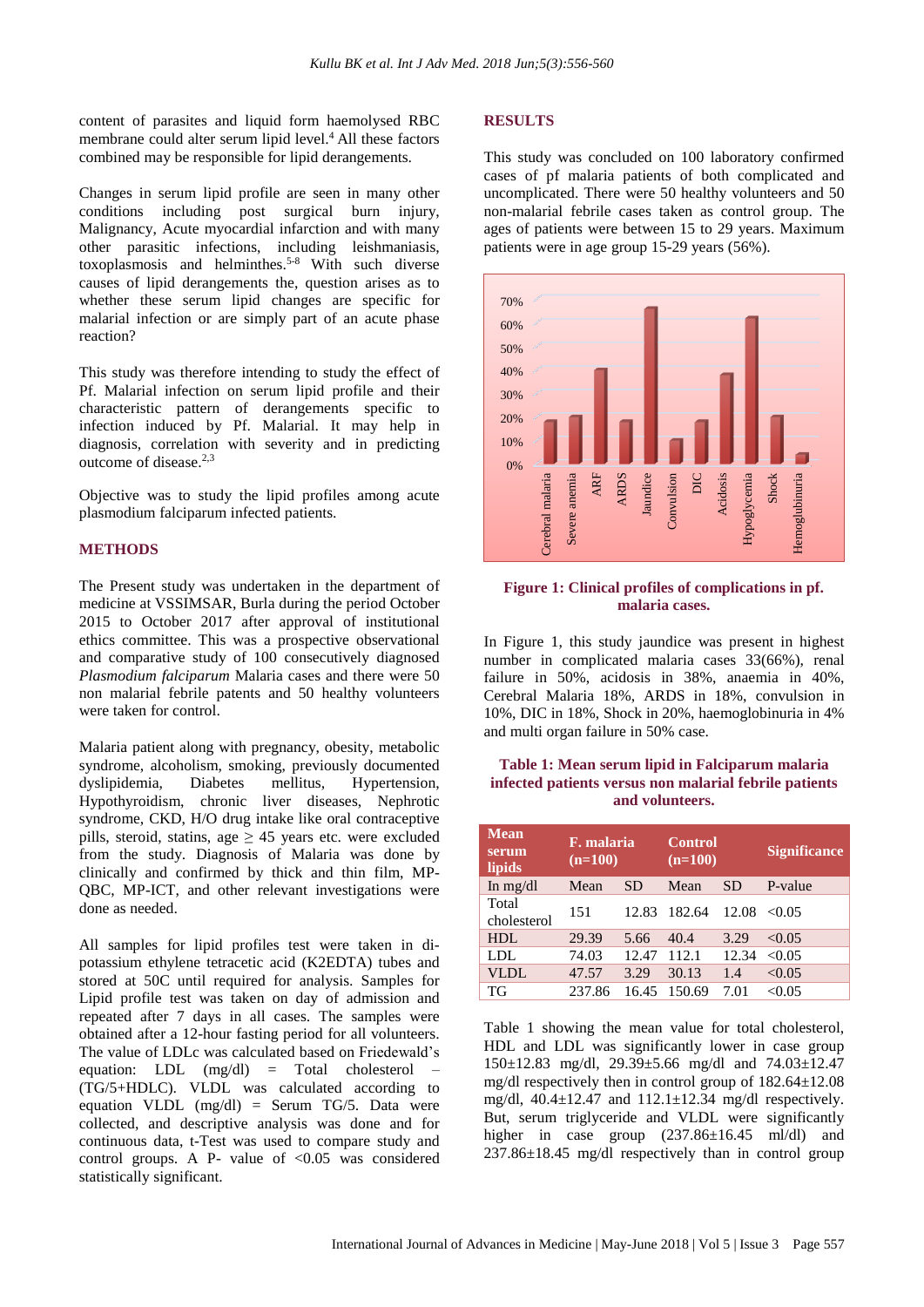content of parasites and liquid form haemolysed RBC membrane could alter serum lipid level.[4] All these factors combined may be responsible for lipid derangements.

Changes in serum lipid profile are seen in many other conditions including post surgical burn injury, Malignancy, Acute myocardial infarction and with many other parasitic infections, including leishmaniasis, toxoplasmosis and helminthes.[5-8] With such diverse causes of lipid derangements the, question arises as to whether these serum lipid changes are specific for malarial infection or are simply part of an acute phase reaction?

This study was therefore intending to study the effect of Pf. Malarial infection on serum lipid and their characteristic pattern of derangements specific to infection induced by Pf. Malarial. It may help in diagnosis, correlation with severity and in predicting outcome of disease.[2,3]

Objective was to study the lipid profiles among acute plasmodium falciparum infected patients.

## METHODS

The Present study was undertaken in the department of medicine at VSSIMSAR, Burla during the period October 2015 to October 2017 after approval of institutional ethics committee. This was a prospective observational and comparative study of 100 consecutively diagnosed *Plasmodium falciparum* Malaria cases and there were 50 non malarial febrile patents and 50 healthy volunteers were taken for control.

Malaria patient along with pregnancy, obesity, metabolic syndrome, alcoholism, smoking, previously documented dyslipidemia, Diabetes mellitus, Hypertension, Hypothyroidism, chronic liver diseases, Nephrotic syndrome, CKD, H/O drug intake like oral contraceptive pills, steroid, statins, age $\geq$ 45 years etc. were excluded from the study. Diagnosis of Malaria was done by clinically and confirmed by thick and thin film, MP-QBC, MP-ICT, and other relevant investigations were done as needed.

All samples for lipid profiles test were taken in di-potassium ethylene tetracetic acid (K2EDTA) tubes and stored at 50C until required for analysis. Samples for Lipid profile test was taken on day of admission and repeated after 7 days in all cases. The samples were obtained after a 12-hour fasting period for all volunteers. The value of LDLc was calculated based on Friedewald's equation: LDL (mg/dl) = Total cholesterol – (TG/5+HDLC). VLDL was calculated according to equation VLDL (mg/dl) = Serum TG/5. Data were collected, and descriptive analysis was done and for continuous data, t-Test was used to compare study and control groups. A P- value of <0.05 was considered statistically significant.

## RESULTS

This study was concluded on 100 laboratory confirmed cases of pf malaria patients of both complicated and uncomplicated. There were 50 healthy volunteers and 50 non-malarial febrile cases taken as control group. The ages of patients were between 15 to 29 years. Maximum patients were in age group 15-29 years (56%).

**Figure 1: Clinical profiles of complications in pf. malaria cases.**

In Figure 1, this study jaundice was present in highest number in complicated malaria cases 33(66%), renal failure in 50%, acidosis in 38%, anaemia in 40%, Cerebral Malaria 18%, ARDS in 18%, convulsion in 10%, DIC in 18%, Shock in 20%, haemoglobinuria in 4% and multi organ failure in 50% case.

**Table 1: Mean serum lipid in Falciparum malaria infected patients versus non malarial febrile patients and volunteers.**

| Mean serum lipids | F. malaria (n=100) | | Control (n=100) | | Significance |
|---|---|---|---|---|---|
| In mg/dl | Mean | SD | Mean | SD | P-value |
| Total cholesterol | 151 | 12.83 | 182.64 | 12.08 | <0.05 |
| HDL | 29.39 | 5.66 | 40.4 | 3.29 | <0.05 |
| LDL | 74.03 | 12.47 | 112.1 | 12.34 | <0.05 |
| VLDL | 47.57 | 3.29 | 30.13 | 1.4 | <0.05 |
| TG | 237.86 | 16.45 | 150.69 | 7.01 | <0.05 |

Table 1 showing the mean value for total cholesterol, HDL and LDL was significantly lower in case group 150±12.83 mg/dl, 29.39±5.66 mg/dl and 74.03±12.47 mg/dl respectively then in control group of 182.64±12.08 mg/dl, 40.4±12.47 and 112.1±12.34 mg/dl respectively. But, serum triglyceride and VLDL were significantly higher in case group (237.86±16.45 ml/dl) and 237.86±18.45 mg/dl respectively than in control group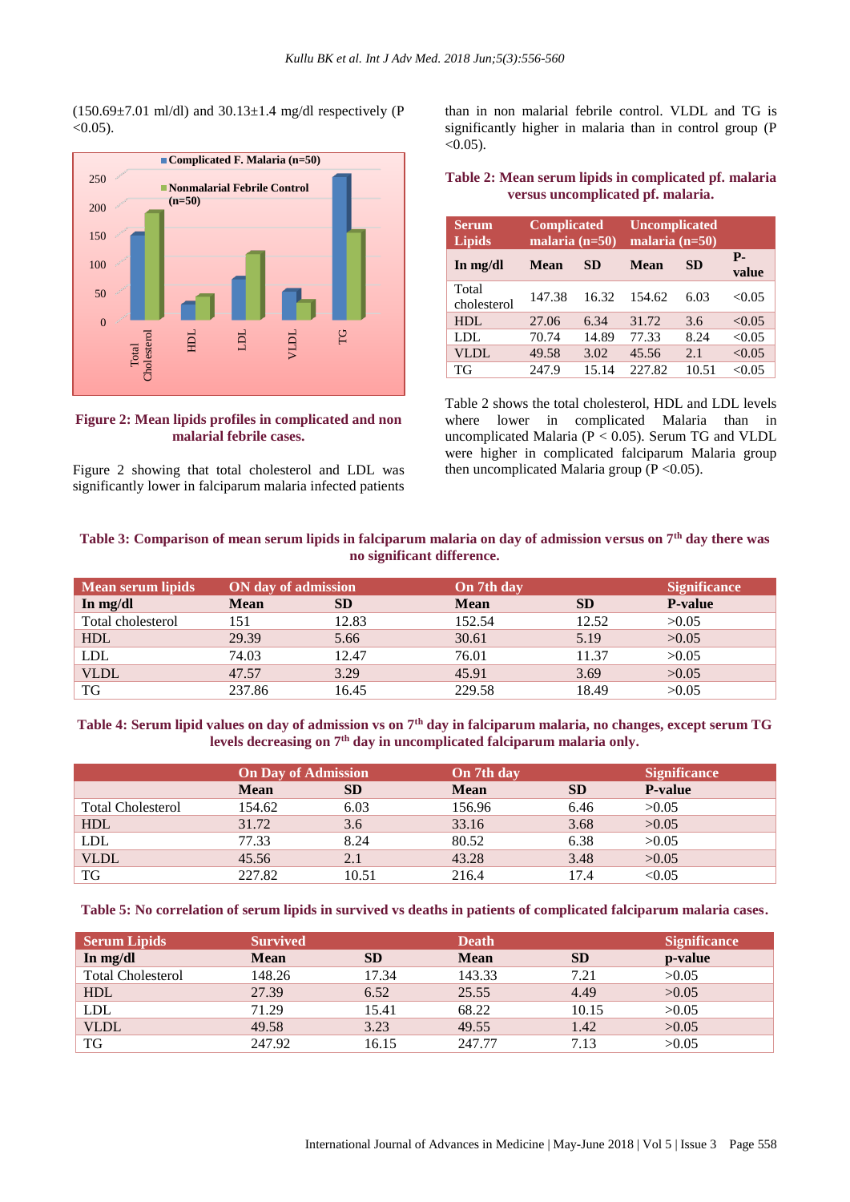(150.69±7.01 ml/dl) and 30.13±1.4 mg/dl respectively (P <0.05).

**Figure 2: Mean lipids profiles in complicated and non malarial febrile cases.**

Figure 2 showing that total cholesterol and LDL was significantly lower in falciparum malaria infected patients than in non malarial febrile control. VLDL and TG is significantly higher in malaria than in control group (P <0.05).

**Table 2: Mean serum lipids in complicated pf. malaria versus uncomplicated pf. malaria.**

| Serum Lipids | Complicated malaria (n=50) | | Uncomplicated malaria (n=50) | | |
|---|---|---|---|---|---|
| In mg/dl | Mean | SD | Mean | SD | P-value |
| Total cholesterol | 147.38 | 16.32 | 154.62 | 6.03 | <0.05 |
| HDL | 27.06 | 6.34 | 31.72 | 3.6 | <0.05 |
| LDL | 70.74 | 14.89 | 77.33 | 8.24 | <0.05 |
| VLDL | 49.58 | 3.02 | 45.56 | 2.1 | <0.05 |
| TG | 247.9 | 15.14 | 227.82 | 10.51 | <0.05 |

Table 2 shows the total cholesterol, HDL and LDL levels where lower in complicated Malaria than in uncomplicated Malaria (P < 0.05). Serum TG and VLDL were higher in complicated falciparum Malaria group then uncomplicated Malaria group (P <0.05).

**Table 3: Comparison of mean serum lipids in falciparum malaria on day of admission versus on 7th day there was no significant difference.**

| Mean serum lipids | ON day of admission | | On 7th day | | Significance |
|---|---|---|---|---|---|
| In mg/dl | Mean | SD | Mean | SD | P-value |
| Total cholesterol | 151 | 12.83 | 152.54 | 12.52 | >0.05 |
| HDL | 29.39 | 5.66 | 30.61 | 5.19 | >0.05 |
| LDL | 74.03 | 12.47 | 76.01 | 11.37 | >0.05 |
| VLDL | 47.57 | 3.29 | 45.91 | 3.69 | >0.05 |
| TG | 237.86 | 16.45 | 229.58 | 18.49 | >0.05 |

**Table 4: Serum lipid values on day of admission vs on 7th day in falciparum malaria, no changes, except serum TG levels decreasing on 7th day in uncomplicated falciparum malaria only.**

| | On Day of Admission | | On 7th day | | Significance |
|---|---|---|---|---|---|
| | Mean | SD | Mean | SD | P-value |
| Total Cholesterol | 154.62 | 6.03 | 156.96 | 6.46 | >0.05 |
| HDL | 31.72 | 3.6 | 33.16 | 3.68 | >0.05 |
| LDL | 77.33 | 8.24 | 80.52 | 6.38 | >0.05 |
| VLDL | 45.56 | 2.1 | 43.28 | 3.48 | >0.05 |
| TG | 227.82 | 10.51 | 216.4 | 17.4 | <0.05 |

**Table 5: No correlation of serum lipids in survived vs deaths in patients of complicated falciparum malaria cases.**

| Serum Lipids | Survived | | Death | | Significance |
|---|---|---|---|---|---|
| In mg/dl | Mean | SD | Mean | SD | p-value |
| Total Cholesterol | 148.26 | 17.34 | 143.33 | 7.21 | >0.05 |
| HDL | 27.39 | 6.52 | 25.55 | 4.49 | >0.05 |
| LDL | 71.29 | 15.41 | 68.22 | 10.15 | >0.05 |
| VLDL | 49.58 | 3.23 | 49.55 | 1.42 | >0.05 |
| TG | 247.92 | 16.15 | 247.77 | 7.13 | >0.05 |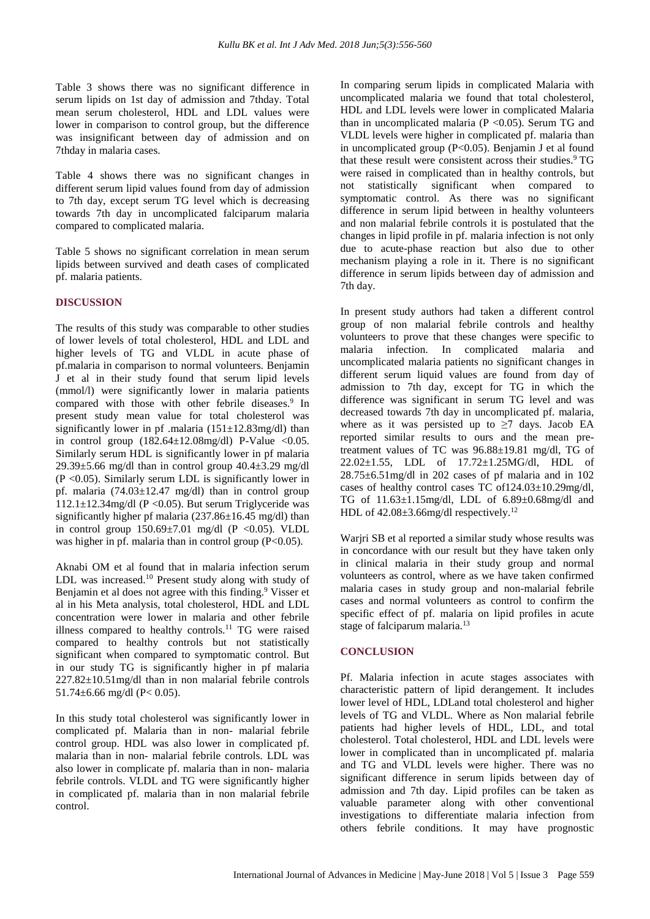Table 3 shows there was no significant difference in serum lipids on 1st day of admission and 7thday. Total mean serum cholesterol, HDL and LDL values were lower in comparison to control group, but the difference was insignificant between day of admission and on 7thday in malaria cases.

Table 4 shows there was no significant changes in different serum lipid values found from day of admission to 7th day, except serum TG level which is decreasing towards 7th day in uncomplicated falciparum malaria compared to complicated malaria.

Table 5 shows no significant correlation in mean serum lipids between survived and death cases of complicated pf. malaria patients.

## DISCUSSION

The results of this study was comparable to other studies of lower levels of total cholesterol, HDL and LDL and higher levels of TG and VLDL in acute phase of pf.malaria in comparison to normal volunteers. Benjamin J et al in their study found that serum lipid levels (mmol/l) were significantly lower in malaria patients compared with those with other febrile diseases.[9] In present study mean value for total cholesterol was significantly lower in pf .malaria (151±12.83mg/dl) than in control group (182.64±12.08mg/dl) P-Value <0.05. Similarly serum HDL is significantly lower in pf malaria 29.39±5.66 mg/dl than in control group 40.4±3.29 mg/dl (P <0.05). Similarly serum LDL is significantly lower in pf. malaria (74.03±12.47 mg/dl) than in control group 112.1±12.34mg/dl (P <0.05). But serum Triglyceride was significantly higher pf malaria (237.86±16.45 mg/dl) than in control group 150.69±7.01 mg/dl (P <0.05). VLDL was higher in pf. malaria than in control group (P<0.05).

Aknabi OM et al found that in malaria infection serum LDL was increased.[10] Present study along with study of Benjamin et al does not agree with this finding.[9] Visser et al in his Meta analysis, total cholesterol, HDL and LDL concentration were lower in malaria and other febrile illness compared to healthy controls.[11] TG were raised compared to healthy controls but not statistically significant when compared to symptomatic control. But in our study TG is significantly higher in pf malaria 227.82±10.51mg/dl than in non malarial febrile controls 51.74±6.66 mg/dl (P< 0.05).

In this study total cholesterol was significantly lower in complicated pf. Malaria than in non- malarial febrile control group. HDL was also lower in complicated pf. malaria than in non- malarial febrile controls. LDL was also lower in complicate pf. malaria than in non- malaria febrile controls. VLDL and TG were significantly higher in complicated pf. malaria than in non malarial febrile control.

In comparing serum lipids in complicated Malaria with uncomplicated malaria we found that total cholesterol, HDL and LDL levels were lower in complicated Malaria than in uncomplicated malaria (P <0.05). Serum TG and VLDL levels were higher in complicated pf. malaria than in uncomplicated group (P<0.05). Benjamin J et al found that these result were consistent across their studies.[9] TG were raised in complicated than in healthy controls, but not statistically significant when compared to symptomatic control. As there was no significant difference in serum lipid between in healthy volunteers and non malarial febrile controls it is postulated that the changes in lipid profile in pf. malaria infection is not only due to acute-phase reaction but also due to other mechanism playing a role in it. There is no significant difference in serum lipids between day of admission and 7th day.

In present study authors had taken a different control group of non malarial febrile controls and healthy volunteers to prove that these changes were specific to malaria infection. In complicated malaria and uncomplicated malaria patients no significant changes in different serum liquid values are found from day of admission to 7th day, except for TG in which the difference was significant in serum TG level and was decreased towards 7th day in uncomplicated pf. malaria, where as it was persisted up to ≥7 days. Jacob EA reported similar results to ours and the mean pre-treatment values of TC was 96.88±19.81 mg/dl, TG of 22.02±1.55, LDL of 17.72±1.25MG/dl, HDL of 28.75±6.51mg/dl in 202 cases of pf malaria and in 102 cases of healthy control cases TC of124.03±10.29mg/dl, TG of 11.63±1.15mg/dl, LDL of 6.89±0.68mg/dl and HDL of 42.08±3.66mg/dl respectively.[12]

Warjri SB et al reported a similar study whose results was in concordance with our result but they have taken only in clinical malaria in their study group and normal volunteers as control, where as we have taken confirmed malaria cases in study group and non-malarial febrile cases and normal volunteers as control to confirm the specific effect of pf. malaria on lipid profiles in acute stage of falciparum malaria.[13]

## CONCLUSION

Pf. Malaria infection in acute stages associates with characteristic pattern of lipid derangement. It includes lower level of HDL, LDLand total cholesterol and higher levels of TG and VLDL. Where as Non malarial febrile patients had higher levels of HDL, LDL, and total cholesterol. Total cholesterol, HDL and LDL levels were lower in complicated than in uncomplicated pf. malaria and TG and VLDL levels were higher. There was no significant difference in serum lipids between day of admission and 7th day. Lipid profiles can be taken as valuable parameter along with other conventional investigations to differentiate malaria infection from others febrile conditions. It may have prognostic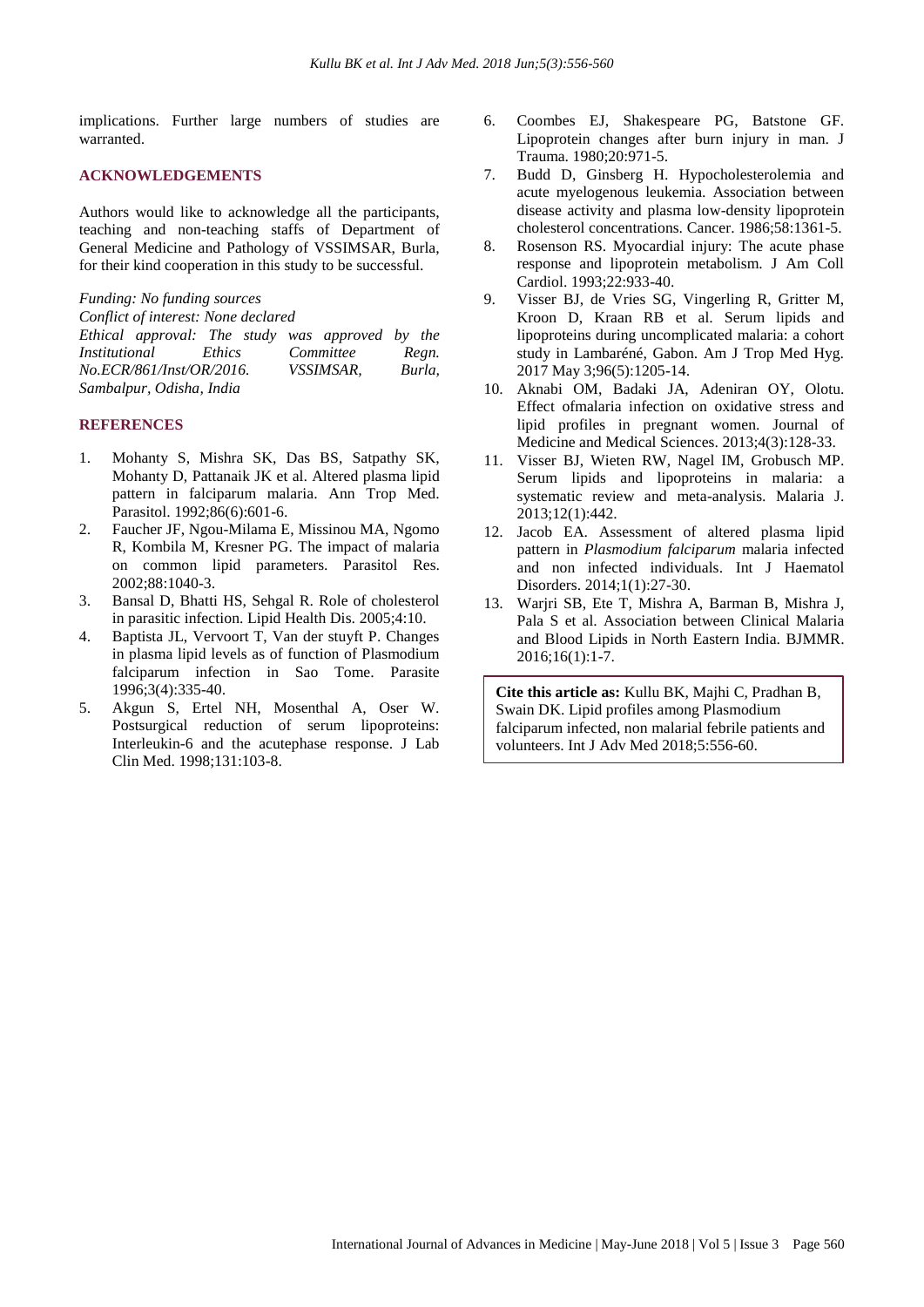implications. Further large numbers of studies are warranted.

## ACKNOWLEDGEMENTS

Authors would like to acknowledge all the participants, teaching and non-teaching staffs of Department of General Medicine and Pathology of VSSIMSAR, Burla, for their kind cooperation in this study to be successful.

*Funding: No funding sources*
*Conflict of interest: None declared*
*Ethical approval: The study was approved by the Institutional Ethics Committee Regn. No.ECR/861/Inst/OR/2016. VSSIMSAR, Burla, Sambalpur, Odisha, India*

## REFERENCES

1. Mohanty S, Mishra SK, Das BS, Satpathy SK, Mohanty D, Pattanaik JK et al. Altered plasma lipid pattern in falciparum malaria. Ann Trop Med. Parasitol. 1992;86(6):601-6.
2. Faucher JF, Ngou-Milama E, Missinou MA, Ngomo R, Kombila M, Kresner PG. The impact of malaria on common lipid parameters. Parasitol Res. 2002;88:1040-3.
3. Bansal D, Bhatti HS, Sehgal R. Role of cholesterol in parasitic infection. Lipid Health Dis. 2005;4:10.
4. Baptista JL, Vervoort T, Van der stuyft P. Changes in plasma lipid levels as of function of Plasmodium falciparum infection in Sao Tome. Parasite 1996;3(4):335-40.
5. Akgun S, Ertel NH, Mosenthal A, Oser W. Postsurgical reduction of serum lipoproteins: Interleukin-6 and the acutephase response. J Lab Clin Med. 1998;131:103-8.
6. Coombes EJ, Shakespeare PG, Batstone GF. Lipoprotein changes after burn injury in man. J Trauma. 1980;20:971-5.
7. Budd D, Ginsberg H. Hypocholesterolemia and acute myelogenous leukemia. Association between disease activity and plasma low-density lipoprotein cholesterol concentrations. Cancer. 1986;58:1361-5.
8. Rosenson RS. Myocardial injury: The acute phase response and lipoprotein metabolism. J Am Coll Cardiol. 1993;22:933-40.
9. Visser BJ, de Vries SG, Vingerling R, Gritter M, Kroon D, Kraan RB et al. Serum lipids and lipoproteins during uncomplicated malaria: a cohort study in Lambaréné, Gabon. Am J Trop Med Hyg. 2017 May 3;96(5):1205-14.
10. Aknabi OM, Badaki JA, Adeniran OY, Olotu. Effect ofmalaria infection on oxidative stress and lipid profiles in pregnant women. Journal of Medicine and Medical Sciences. 2013;4(3):128-33.
11. Visser BJ, Wieten RW, Nagel IM, Grobusch MP. Serum lipids and lipoproteins in malaria: a systematic review and meta-analysis. Malaria J. 2013;12(1):442.
12. Jacob EA. Assessment of altered plasma lipid pattern in *Plasmodium falciparum* malaria infected and non infected individuals. Int J Haematol Disorders. 2014;1(1):27-30.
13. Warjri SB, Ete T, Mishra A, Barman B, Mishra J, Pala S et al. Association between Clinical Malaria and Blood Lipids in North Eastern India. BJMMR. 2016;16(1):1-7.

**Cite this article as:** Kullu BK, Majhi C, Pradhan B, Swain DK. Lipid profiles among Plasmodium falciparum infected, non malarial febrile patients and volunteers. Int J Adv Med 2018;5:556-60.